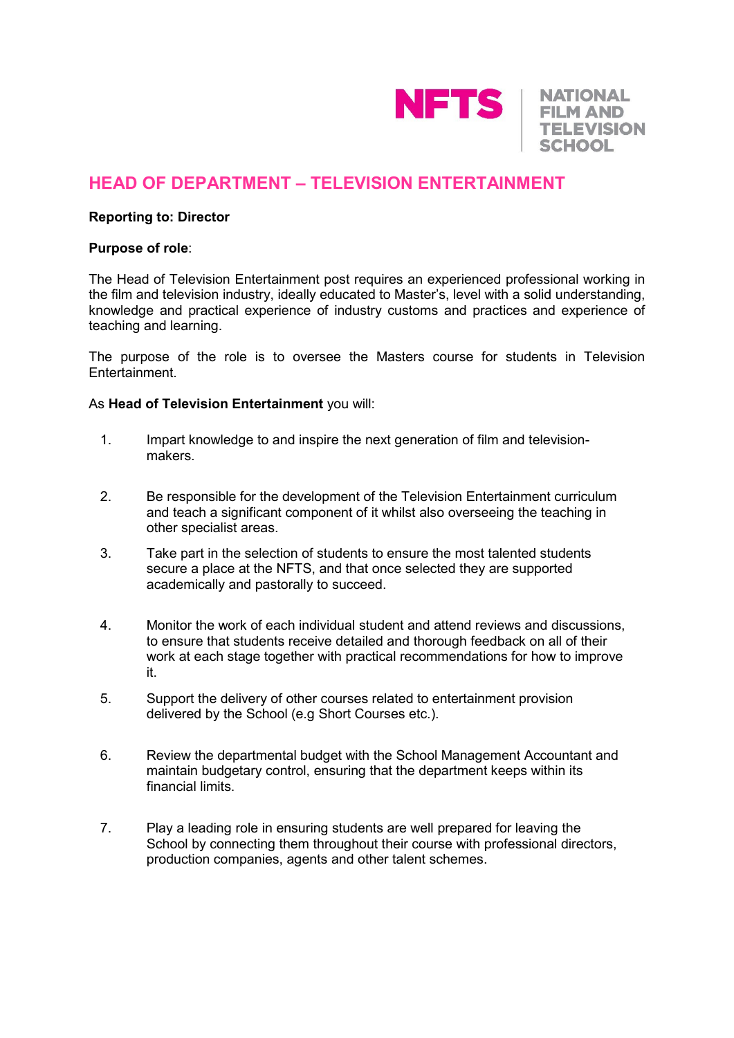NFTS | NATIONAL FILM AND TELEVISION SCHOOL

# HEAD OF DEPARTMENT – TELEVISION ENTERTAINMENT

**Reporting to: Director**

**Purpose of role**:

The Head of Television Entertainment post requires an experienced professional working in the film and television industry, ideally educated to Master's, level with a solid understanding, knowledge and practical experience of industry customs and practices and experience of teaching and learning.

The purpose of the role is to oversee the Masters course for students in Television Entertainment.

As **Head of Television Entertainment** you will:

1. Impart knowledge to and inspire the next generation of film and television-makers.

2. Be responsible for the development of the Television Entertainment curriculum and teach a significant component of it whilst also overseeing the teaching in other specialist areas.

3. Take part in the selection of students to ensure the most talented students secure a place at the NFTS, and that once selected they are supported academically and pastorally to succeed.

4. Monitor the work of each individual student and attend reviews and discussions, to ensure that students receive detailed and thorough feedback on all of their work at each stage together with practical recommendations for how to improve it.

5. Support the delivery of other courses related to entertainment provision delivered by the School (e.g Short Courses etc.).

6. Review the departmental budget with the School Management Accountant and maintain budgetary control, ensuring that the department keeps within its financial limits.

7. Play a leading role in ensuring students are well prepared for leaving the School by connecting them throughout their course with professional directors, production companies, agents and other talent schemes.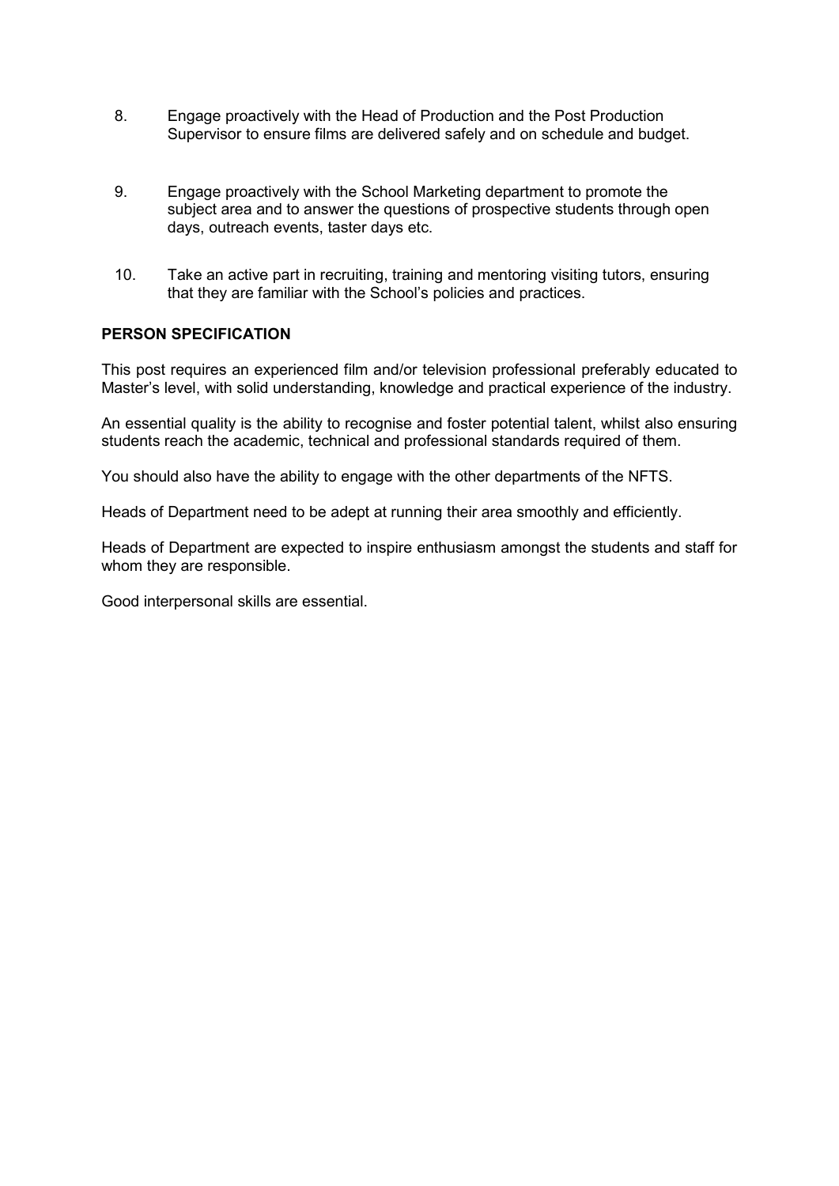8. Engage proactively with the Head of Production and the Post Production Supervisor to ensure films are delivered safely and on schedule and budget.

9. Engage proactively with the School Marketing department to promote the subject area and to answer the questions of prospective students through open days, outreach events, taster days etc.

10. Take an active part in recruiting, training and mentoring visiting tutors, ensuring that they are familiar with the School's policies and practices.

**PERSON SPECIFICATION**

This post requires an experienced film and/or television professional preferably educated to Master's level, with solid understanding, knowledge and practical experience of the industry.

An essential quality is the ability to recognise and foster potential talent, whilst also ensuring students reach the academic, technical and professional standards required of them.

You should also have the ability to engage with the other departments of the NFTS.

Heads of Department need to be adept at running their area smoothly and efficiently.

Heads of Department are expected to inspire enthusiasm amongst the students and staff for whom they are responsible.

Good interpersonal skills are essential.